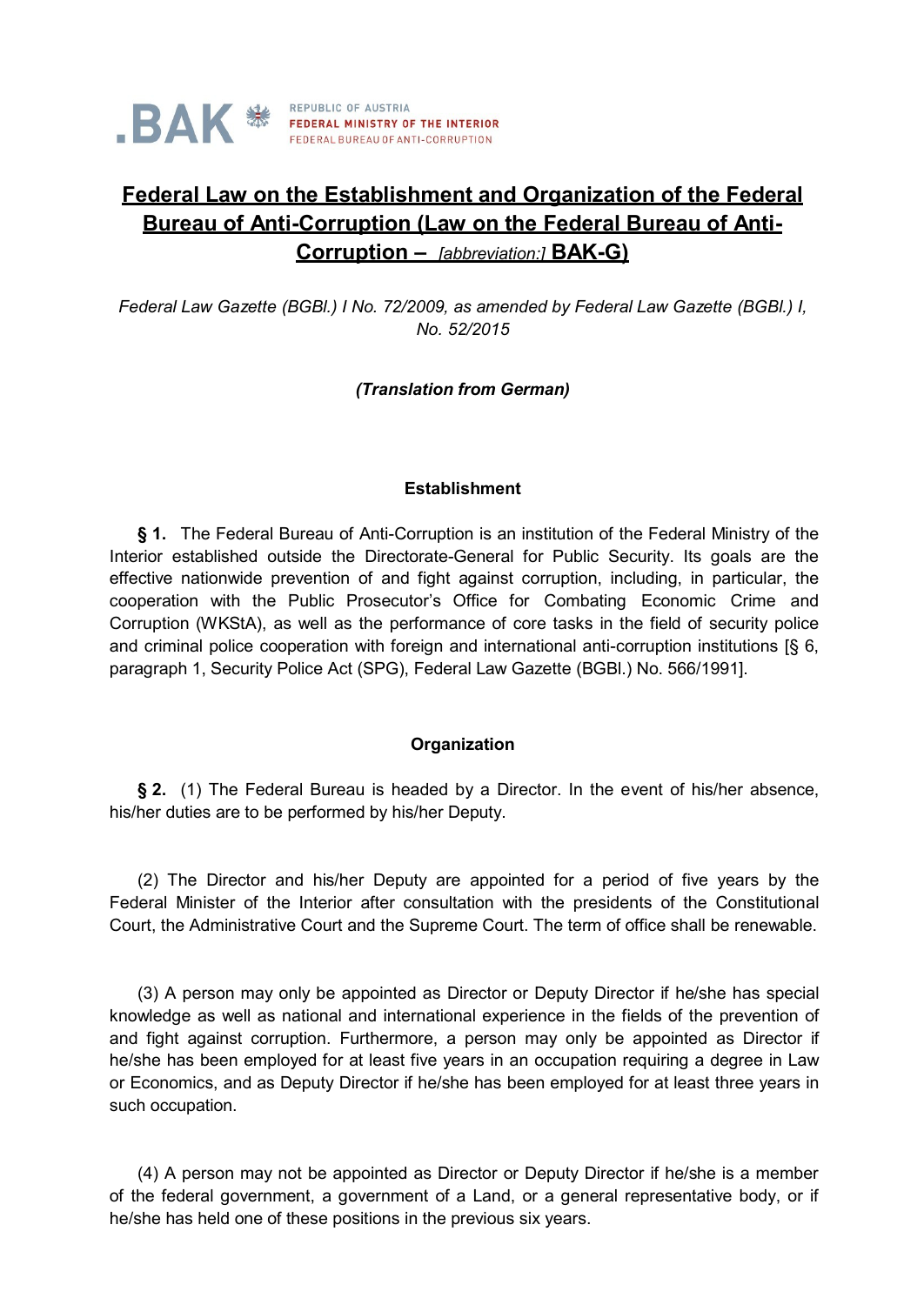.BAK REPUBLIC OF AUSTRIA
FEDERAL MINISTRY OF THE INTERIOR
FEDERAL BUREAU OF ANTI-CORRUPTION

# Federal Law on the Establishment and Organization of the Federal Bureau of Anti-Corruption (Law on the Federal Bureau of Anti-Corruption – *[abbreviation:]* BAK-G)

*Federal Law Gazette (BGBl.) I No. 72/2009, as amended by Federal Law Gazette (BGBl.) I, No. 52/2015*

***(Translation from German)***

### Establishment

**§ 1.** The Federal Bureau of Anti-Corruption is an institution of the Federal Ministry of the Interior established outside the Directorate-General for Public Security. Its goals are the effective nationwide prevention of and fight against corruption, including, in particular, the cooperation with the Public Prosecutor's Office for Combating Economic Crime and Corruption (WKStA), as well as the performance of core tasks in the field of security police and criminal police cooperation with foreign and international anti-corruption institutions [§ 6, paragraph 1, Security Police Act (SPG), Federal Law Gazette (BGBl.) No. 566/1991].

### Organization

**§ 2.** (1) The Federal Bureau is headed by a Director. In the event of his/her absence, his/her duties are to be performed by his/her Deputy.

(2) The Director and his/her Deputy are appointed for a period of five years by the Federal Minister of the Interior after consultation with the presidents of the Constitutional Court, the Administrative Court and the Supreme Court. The term of office shall be renewable.

(3) A person may only be appointed as Director or Deputy Director if he/she has special knowledge as well as national and international experience in the fields of the prevention of and fight against corruption. Furthermore, a person may only be appointed as Director if he/she has been employed for at least five years in an occupation requiring a degree in Law or Economics, and as Deputy Director if he/she has been employed for at least three years in such occupation.

(4) A person may not be appointed as Director or Deputy Director if he/she is a member of the federal government, a government of a Land, or a general representative body, or if he/she has held one of these positions in the previous six years.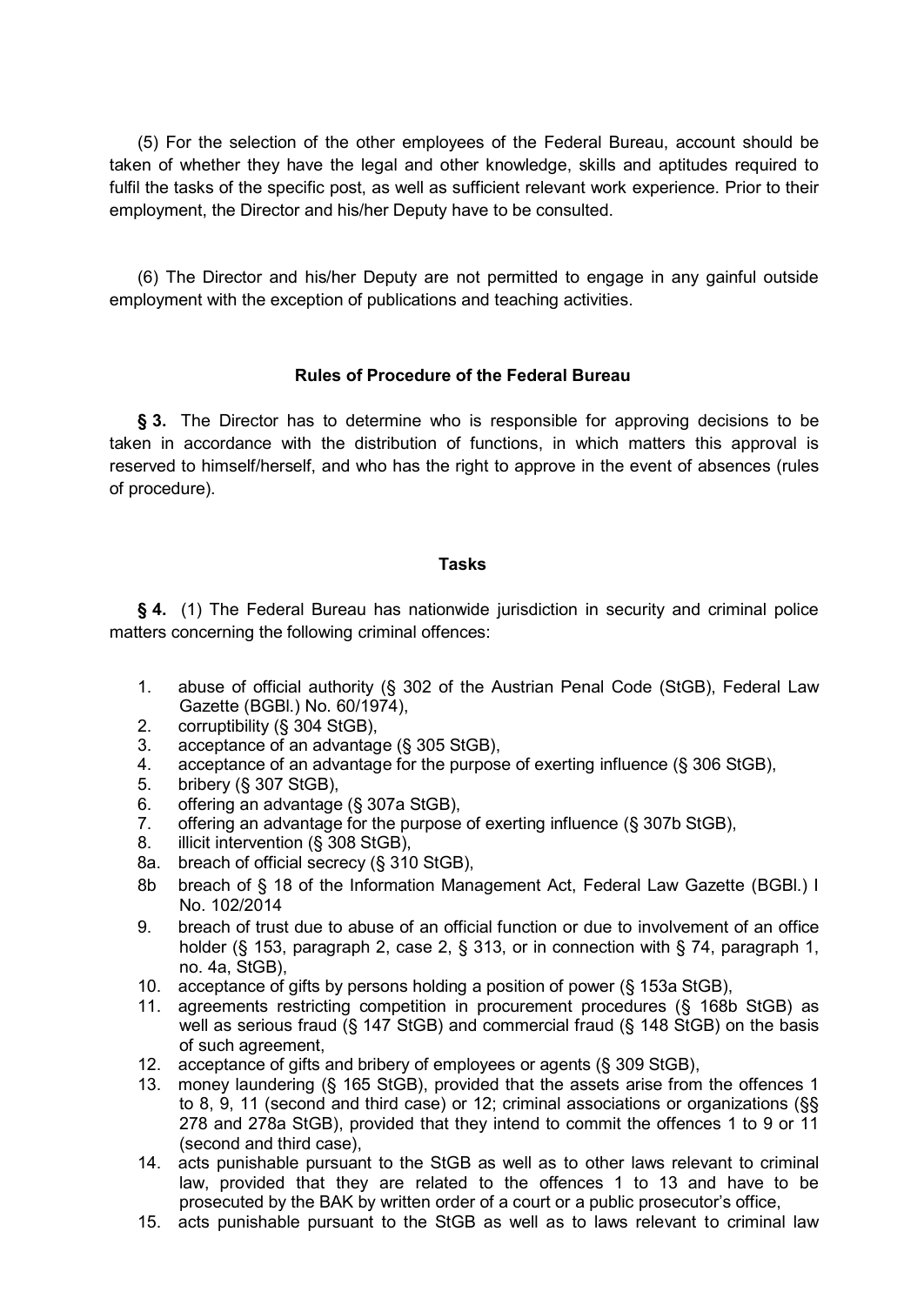(5) For the selection of the other employees of the Federal Bureau, account should be taken of whether they have the legal and other knowledge, skills and aptitudes required to fulfil the tasks of the specific post, as well as sufficient relevant work experience. Prior to their employment, the Director and his/her Deputy have to be consulted.

(6) The Director and his/her Deputy are not permitted to engage in any gainful outside employment with the exception of publications and teaching activities.

**Rules of Procedure of the Federal Bureau**

**§ 3.** The Director has to determine who is responsible for approving decisions to be taken in accordance with the distribution of functions, in which matters this approval is reserved to himself/herself, and who has the right to approve in the event of absences (rules of procedure).

**Tasks**

**§ 4.** (1) The Federal Bureau has nationwide jurisdiction in security and criminal police matters concerning the following criminal offences:

1. abuse of official authority (§ 302 of the Austrian Penal Code (StGB), Federal Law Gazette (BGBl.) No. 60/1974),
2. corruptibility (§ 304 StGB),
3. acceptance of an advantage (§ 305 StGB),
4. acceptance of an advantage for the purpose of exerting influence (§ 306 StGB),
5. bribery (§ 307 StGB),
6. offering an advantage (§ 307a StGB),
7. offering an advantage for the purpose of exerting influence (§ 307b StGB),
8. illicit intervention (§ 308 StGB),

8a. breach of official secrecy (§ 310 StGB),

8b breach of § 18 of the Information Management Act, Federal Law Gazette (BGBl.) I No. 102/2014

9. breach of trust due to abuse of an official function or due to involvement of an office holder (§ 153, paragraph 2, case 2, § 313, or in connection with § 74, paragraph 1, no. 4a, StGB),
10. acceptance of gifts by persons holding a position of power (§ 153a StGB),
11. agreements restricting competition in procurement procedures (§ 168b StGB) as well as serious fraud (§ 147 StGB) and commercial fraud (§ 148 StGB) on the basis of such agreement,
12. acceptance of gifts and bribery of employees or agents (§ 309 StGB),
13. money laundering (§ 165 StGB), provided that the assets arise from the offences 1 to 8, 9, 11 (second and third case) or 12; criminal associations or organizations (§§ 278 and 278a StGB), provided that they intend to commit the offences 1 to 9 or 11 (second and third case),
14. acts punishable pursuant to the StGB as well as to other laws relevant to criminal law, provided that they are related to the offences 1 to 13 and have to be prosecuted by the BAK by written order of a court or a public prosecutor's office,
15. acts punishable pursuant to the StGB as well as to laws relevant to criminal law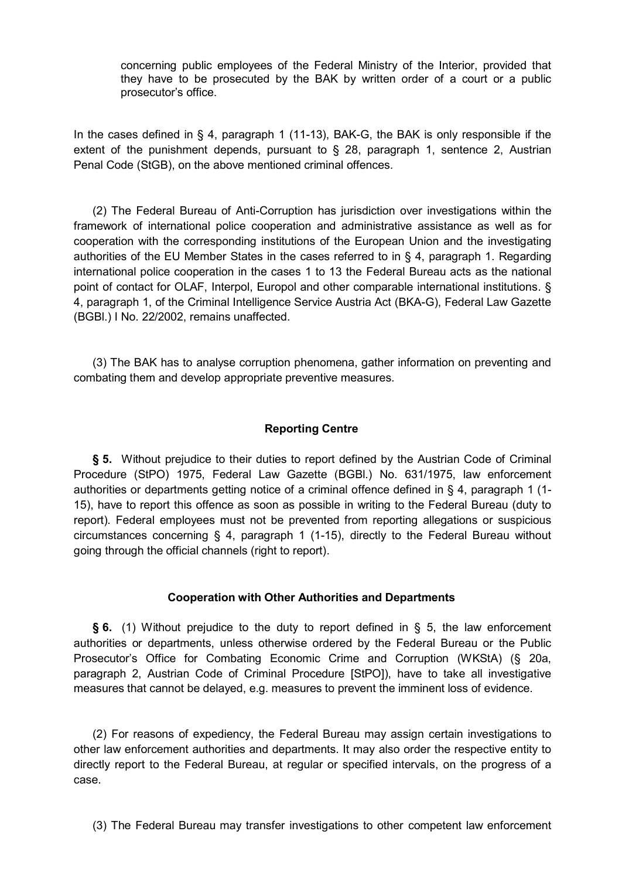concerning public employees of the Federal Ministry of the Interior, provided that they have to be prosecuted by the BAK by written order of a court or a public prosecutor's office.

In the cases defined in § 4, paragraph 1 (11-13), BAK-G, the BAK is only responsible if the extent of the punishment depends, pursuant to § 28, paragraph 1, sentence 2, Austrian Penal Code (StGB), on the above mentioned criminal offences.

(2) The Federal Bureau of Anti-Corruption has jurisdiction over investigations within the framework of international police cooperation and administrative assistance as well as for cooperation with the corresponding institutions of the European Union and the investigating authorities of the EU Member States in the cases referred to in § 4, paragraph 1. Regarding international police cooperation in the cases 1 to 13 the Federal Bureau acts as the national point of contact for OLAF, Interpol, Europol and other comparable international institutions. § 4, paragraph 1, of the Criminal Intelligence Service Austria Act (BKA-G), Federal Law Gazette (BGBl.) I No. 22/2002, remains unaffected.

(3) The BAK has to analyse corruption phenomena, gather information on preventing and combating them and develop appropriate preventive measures.

**Reporting Centre**

**§ 5.** Without prejudice to their duties to report defined by the Austrian Code of Criminal Procedure (StPO) 1975, Federal Law Gazette (BGBl.) No. 631/1975, law enforcement authorities or departments getting notice of a criminal offence defined in § 4, paragraph 1 (1-15), have to report this offence as soon as possible in writing to the Federal Bureau (duty to report). Federal employees must not be prevented from reporting allegations or suspicious circumstances concerning § 4, paragraph 1 (1-15), directly to the Federal Bureau without going through the official channels (right to report).

**Cooperation with Other Authorities and Departments**

**§ 6.** (1) Without prejudice to the duty to report defined in § 5, the law enforcement authorities or departments, unless otherwise ordered by the Federal Bureau or the Public Prosecutor's Office for Combating Economic Crime and Corruption (WKStA) (§ 20a, paragraph 2, Austrian Code of Criminal Procedure [StPO]), have to take all investigative measures that cannot be delayed, e.g. measures to prevent the imminent loss of evidence.

(2) For reasons of expediency, the Federal Bureau may assign certain investigations to other law enforcement authorities and departments. It may also order the respective entity to directly report to the Federal Bureau, at regular or specified intervals, on the progress of a case.

(3) The Federal Bureau may transfer investigations to other competent law enforcement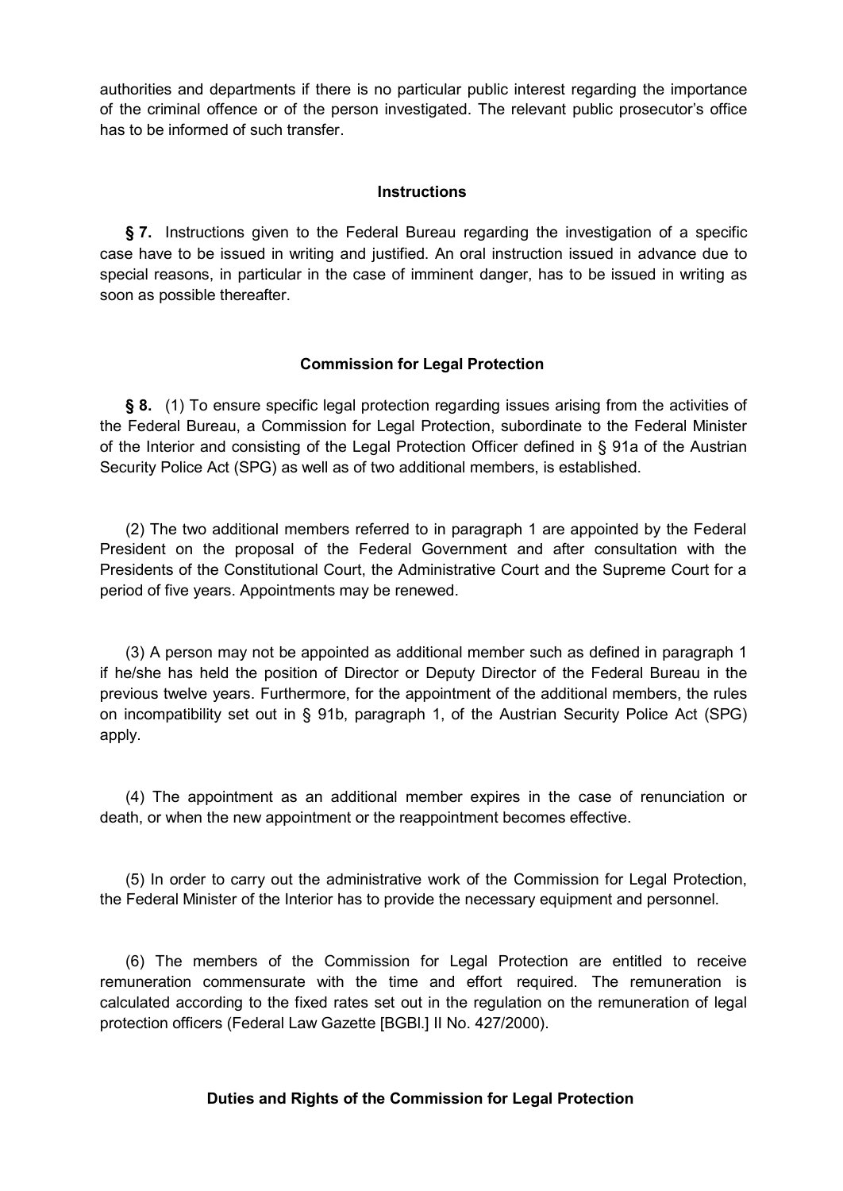authorities and departments if there is no particular public interest regarding the importance of the criminal offence or of the person investigated. The relevant public prosecutor's office has to be informed of such transfer.

### Instructions

**§ 7.** Instructions given to the Federal Bureau regarding the investigation of a specific case have to be issued in writing and justified. An oral instruction issued in advance due to special reasons, in particular in the case of imminent danger, has to be issued in writing as soon as possible thereafter.

### Commission for Legal Protection

**§ 8.** (1) To ensure specific legal protection regarding issues arising from the activities of the Federal Bureau, a Commission for Legal Protection, subordinate to the Federal Minister of the Interior and consisting of the Legal Protection Officer defined in § 91a of the Austrian Security Police Act (SPG) as well as of two additional members, is established.

(2) The two additional members referred to in paragraph 1 are appointed by the Federal President on the proposal of the Federal Government and after consultation with the Presidents of the Constitutional Court, the Administrative Court and the Supreme Court for a period of five years. Appointments may be renewed.

(3) A person may not be appointed as additional member such as defined in paragraph 1 if he/she has held the position of Director or Deputy Director of the Federal Bureau in the previous twelve years. Furthermore, for the appointment of the additional members, the rules on incompatibility set out in § 91b, paragraph 1, of the Austrian Security Police Act (SPG) apply.

(4) The appointment as an additional member expires in the case of renunciation or death, or when the new appointment or the reappointment becomes effective.

(5) In order to carry out the administrative work of the Commission for Legal Protection, the Federal Minister of the Interior has to provide the necessary equipment and personnel.

(6) The members of the Commission for Legal Protection are entitled to receive remuneration commensurate with the time and effort required. The remuneration is calculated according to the fixed rates set out in the regulation on the remuneration of legal protection officers (Federal Law Gazette [BGBl.] II No. 427/2000).

### Duties and Rights of the Commission for Legal Protection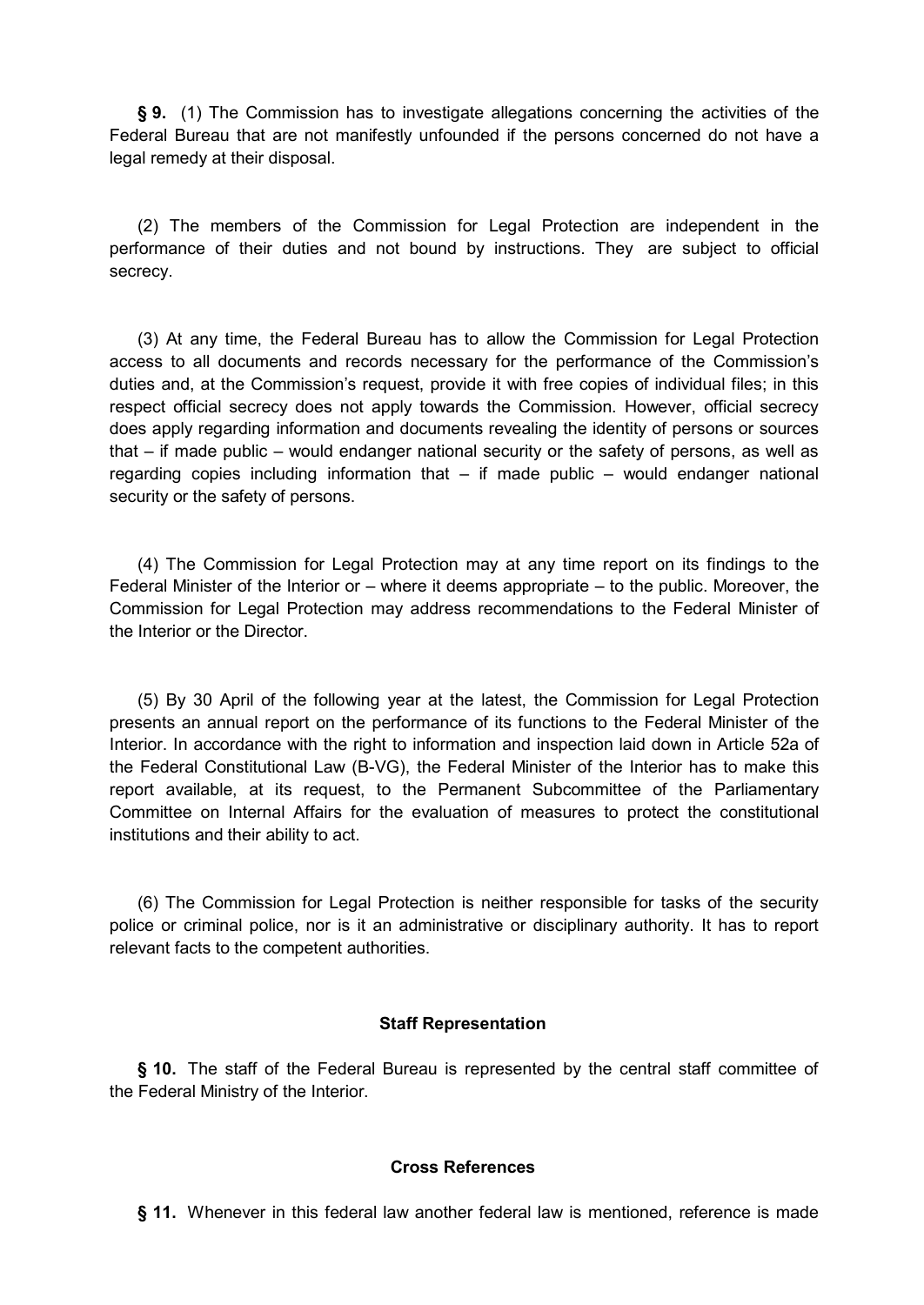**§ 9.** (1) The Commission has to investigate allegations concerning the activities of the Federal Bureau that are not manifestly unfounded if the persons concerned do not have a legal remedy at their disposal.

(2) The members of the Commission for Legal Protection are independent in the performance of their duties and not bound by instructions. They are subject to official secrecy.

(3) At any time, the Federal Bureau has to allow the Commission for Legal Protection access to all documents and records necessary for the performance of the Commission's duties and, at the Commission's request, provide it with free copies of individual files; in this respect official secrecy does not apply towards the Commission. However, official secrecy does apply regarding information and documents revealing the identity of persons or sources that – if made public – would endanger national security or the safety of persons, as well as regarding copies including information that – if made public – would endanger national security or the safety of persons.

(4) The Commission for Legal Protection may at any time report on its findings to the Federal Minister of the Interior or – where it deems appropriate – to the public. Moreover, the Commission for Legal Protection may address recommendations to the Federal Minister of the Interior or the Director.

(5) By 30 April of the following year at the latest, the Commission for Legal Protection presents an annual report on the performance of its functions to the Federal Minister of the Interior. In accordance with the right to information and inspection laid down in Article 52a of the Federal Constitutional Law (B-VG), the Federal Minister of the Interior has to make this report available, at its request, to the Permanent Subcommittee of the Parliamentary Committee on Internal Affairs for the evaluation of measures to protect the constitutional institutions and their ability to act.

(6) The Commission for Legal Protection is neither responsible for tasks of the security police or criminal police, nor is it an administrative or disciplinary authority. It has to report relevant facts to the competent authorities.

#### Staff Representation

**§ 10.** The staff of the Federal Bureau is represented by the central staff committee of the Federal Ministry of the Interior.

#### Cross References

**§ 11.** Whenever in this federal law another federal law is mentioned, reference is made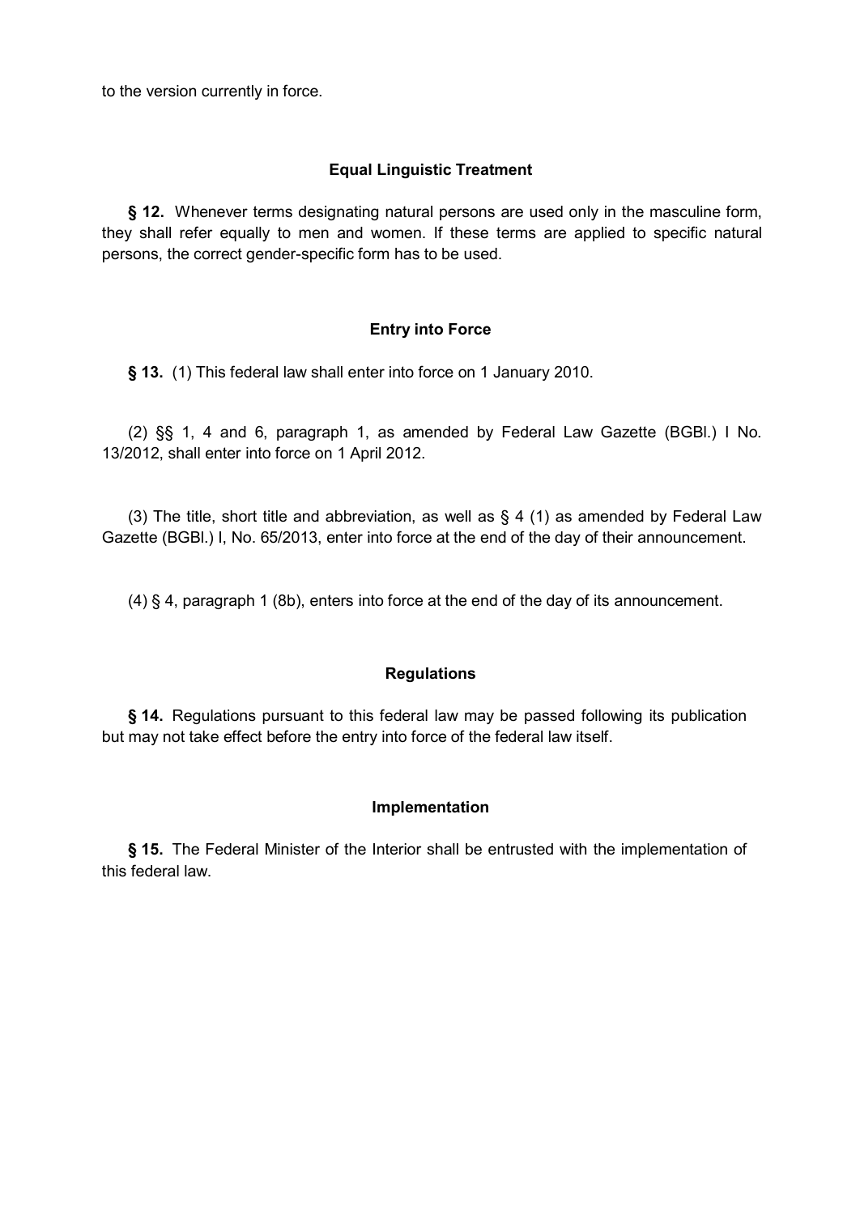to the version currently in force.

### Equal Linguistic Treatment

**§ 12.** Whenever terms designating natural persons are used only in the masculine form, they shall refer equally to men and women. If these terms are applied to specific natural persons, the correct gender-specific form has to be used.

### Entry into Force

**§ 13.** (1) This federal law shall enter into force on 1 January 2010.

(2) §§ 1, 4 and 6, paragraph 1, as amended by Federal Law Gazette (BGBl.) I No. 13/2012, shall enter into force on 1 April 2012.

(3) The title, short title and abbreviation, as well as § 4 (1) as amended by Federal Law Gazette (BGBl.) I, No. 65/2013, enter into force at the end of the day of their announcement.

(4) § 4, paragraph 1 (8b), enters into force at the end of the day of its announcement.

### Regulations

**§ 14.** Regulations pursuant to this federal law may be passed following its publication but may not take effect before the entry into force of the federal law itself.

### Implementation

**§ 15.** The Federal Minister of the Interior shall be entrusted with the implementation of this federal law.